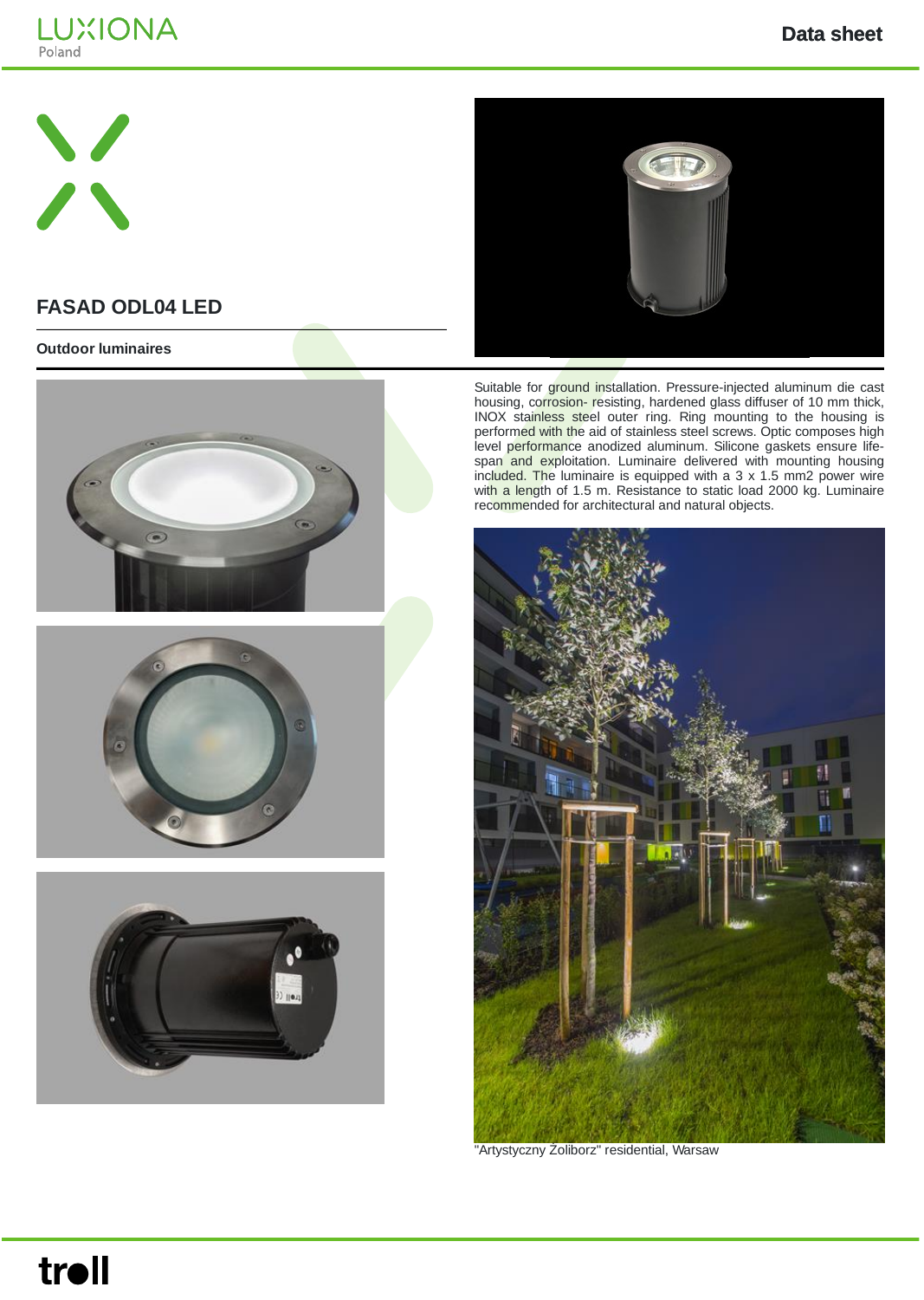# FASAD ODL04 LED

**Outdoor luminaires**

Suitable for ground installation. Pressure-injected aluminum die cast housing, corrosion- resisting, hardened glass diffuser of 10 mm thick, INOX stainless steel outer ring. Ring mounting to the housing is performed with the aid of stainless steel screws. Optic composes high level performance anodized aluminum. Silicone gaskets ensure life-span and exploitation. Luminaire delivered with mounting housing included. The luminaire is equipped with a 3 x 1.5 mm2 power wire with a length of 1.5 m. Resistance to static load 2000 kg. Luminaire recommended for architectural and natural objects.

"Artystyczny Żoliborz" residential, Warsaw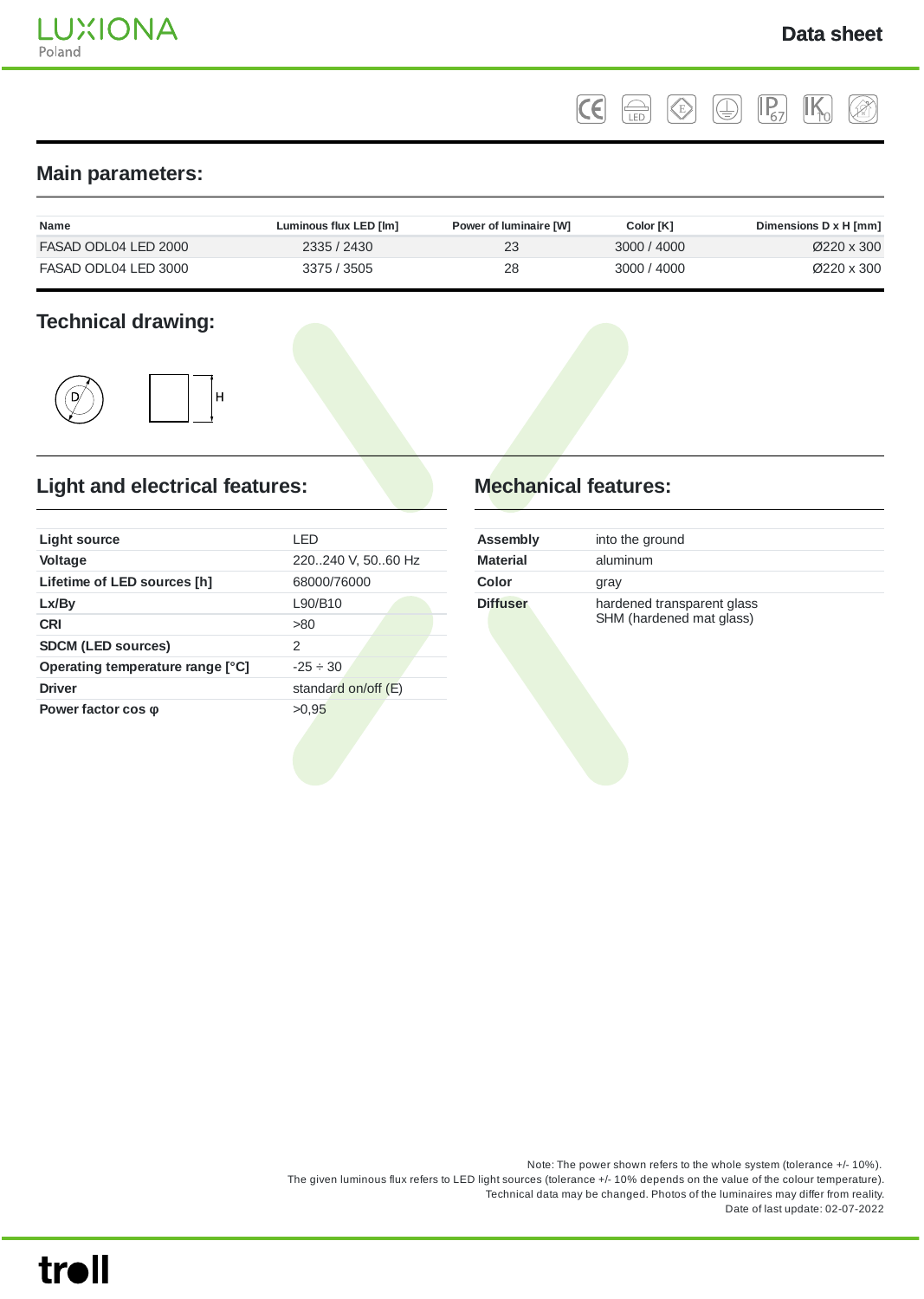Data sheet

## Main parameters:

| Name | Luminous flux LED [lm] | Power of luminaire [W] | Color [K] | Dimensions D x H [mm] |
|---|---|---|---|---|
| FASAD ODL04 LED 2000 | 2335 / 2430 | 23 | 3000 / 4000 | Ø220 x 300 |
| FASAD ODL04 LED 3000 | 3375 / 3505 | 28 | 3000 / 4000 | Ø220 x 300 |

## Technical drawing:

D

H

## Light and electrical features:

| | |
|---|---|
| **Light source** | LED |
| **Voltage** | 220..240 V, 50..60 Hz |
| **Lifetime of LED sources [h]** | 68000/76000 |
| **Lx/By** | L90/B10 |
| **CRI** | >80 |
| **SDCM (LED sources)** | 2 |
| **Operating temperature range [°C]** | -25 ÷ 30 |
| **Driver** | standard on/off (E) |
| **Power factor cos φ** | >0,95 |

## Mechanical features:

| | |
|---|---|
| **Assembly** | into the ground |
| **Material** | aluminum |
| **Color** | gray |
| **Diffuser** | hardened transparent glass<br>SHM (hardened mat glass) |

Note: The power shown refers to the whole system (tolerance +/- 10%).
The given luminous flux refers to LED light sources (tolerance +/- 10% depends on the value of the colour temperature).
Technical data may be changed. Photos of the luminaires may differ from reality.
Date of last update: 02-07-2022